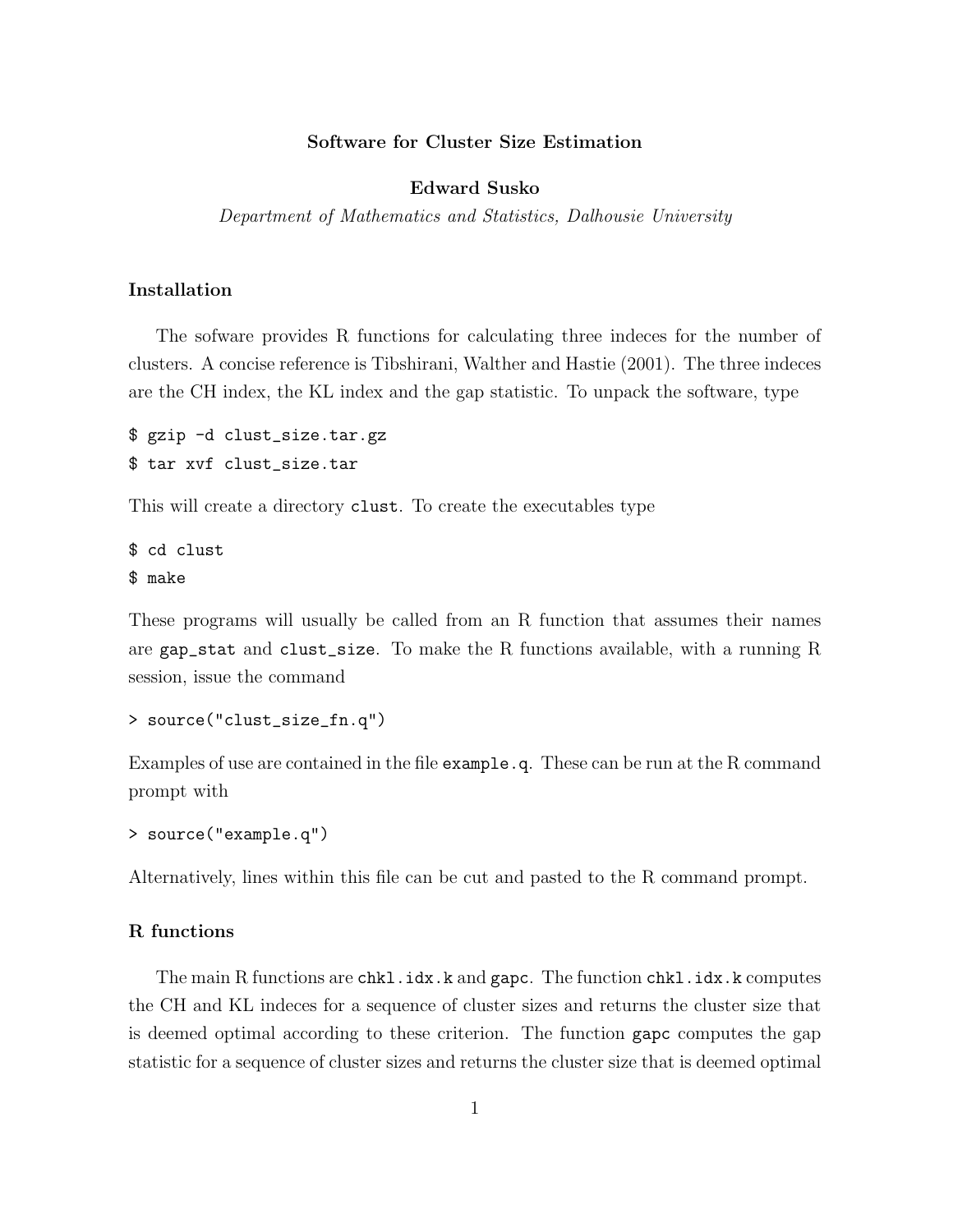# Software for Cluster Size Estimation

**Edward Susko**

*Department of Mathematics and Statistics, Dalhousie University*

## Installation

The sofware provides R functions for calculating three indeces for the number of clusters. A concise reference is Tibshirani, Walther and Hastie (2001). The three indeces are the CH index, the KL index and the gap statistic. To unpack the software, type

```
$ gzip -d clust_size.tar.gz
$ tar xvf clust_size.tar
```

This will create a directory `clust`. To create the executables type

```
$ cd clust
$ make
```

These programs will usually be called from an R function that assumes their names are `gap_stat` and `clust_size`. To make the R functions available, with a running R session, issue the command

```
> source("clust_size_fn.q")
```

Examples of use are contained in the file `example.q`. These can be run at the R command prompt with

```
> source("example.q")
```

Alternatively, lines within this file can be cut and pasted to the R command prompt.

## R functions

The main R functions are `chkl.idx.k` and `gapc`. The function `chkl.idx.k` computes the CH and KL indeces for a sequence of cluster sizes and returns the cluster size that is deemed optimal according to these criterion. The function `gapc` computes the gap statistic for a sequence of cluster sizes and returns the cluster size that is deemed optimal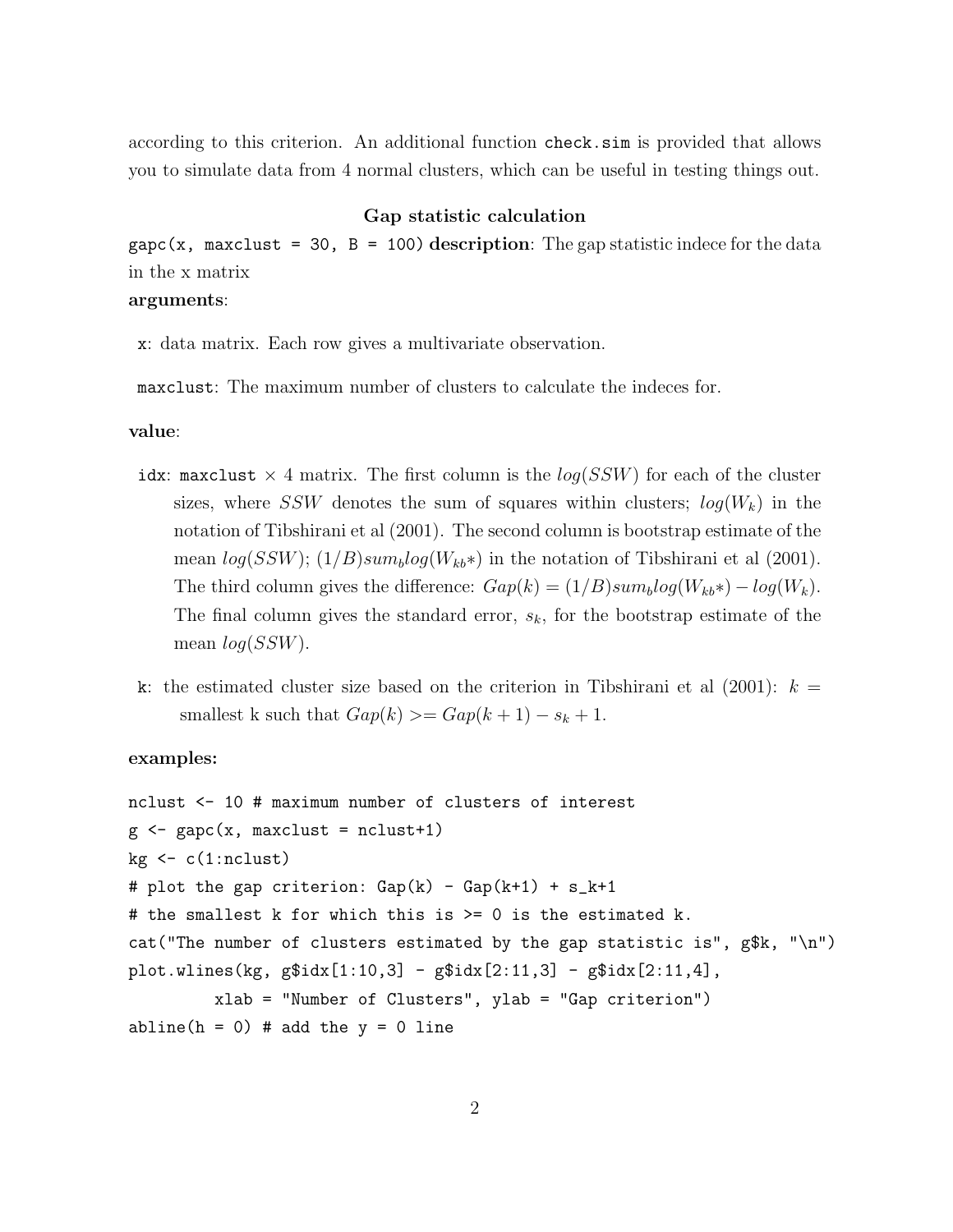according to this criterion. An additional function `check.sim` is provided that allows you to simulate data from 4 normal clusters, which can be useful in testing things out.

### Gap statistic calculation

`gapc(x, maxclust = 30, B = 100)` **description**: The gap statistic indece for the data in the x matrix

**arguments**:

- `x`: data matrix. Each row gives a multivariate observation.
- `maxclust`: The maximum number of clusters to calculate the indeces for.

**value**:

- `idx`: `maxclust` $\times$ 4 matrix. The first column is the $log(SSW)$ for each of the cluster sizes, where $SSW$ denotes the sum of squares within clusters; $log(W_k)$ in the notation of Tibshirani et al (2001). The second column is bootstrap estimate of the mean $log(SSW)$; $(1/B)sum_b log(W_{kb}*)$ in the notation of Tibshirani et al (2001). The third column gives the difference: $Gap(k) = (1/B)sum_b log(W_{kb}*) - log(W_k)$. The final column gives the standard error, $s_k$, for the bootstrap estimate of the mean $log(SSW)$.
- `k`: the estimated cluster size based on the criterion in Tibshirani et al (2001): $k =$ smallest k such that $Gap(k) >= Gap(k+1) - s_k + 1$.

**examples:**

```
nclust <- 10 # maximum number of clusters of interest
g <- gapc(x, maxclust = nclust+1)
kg <- c(1:nclust)
# plot the gap criterion: Gap(k) - Gap(k+1) + s_k+1
# the smallest k for which this is >= 0 is the estimated k.
cat("The number of clusters estimated by the gap statistic is", g$k, "\n")
plot.wlines(kg, g$idx[1:10,3] - g$idx[2:11,3] - g$idx[2:11,4],
         xlab = "Number of Clusters", ylab = "Gap criterion")
abline(h = 0) # add the y = 0 line
```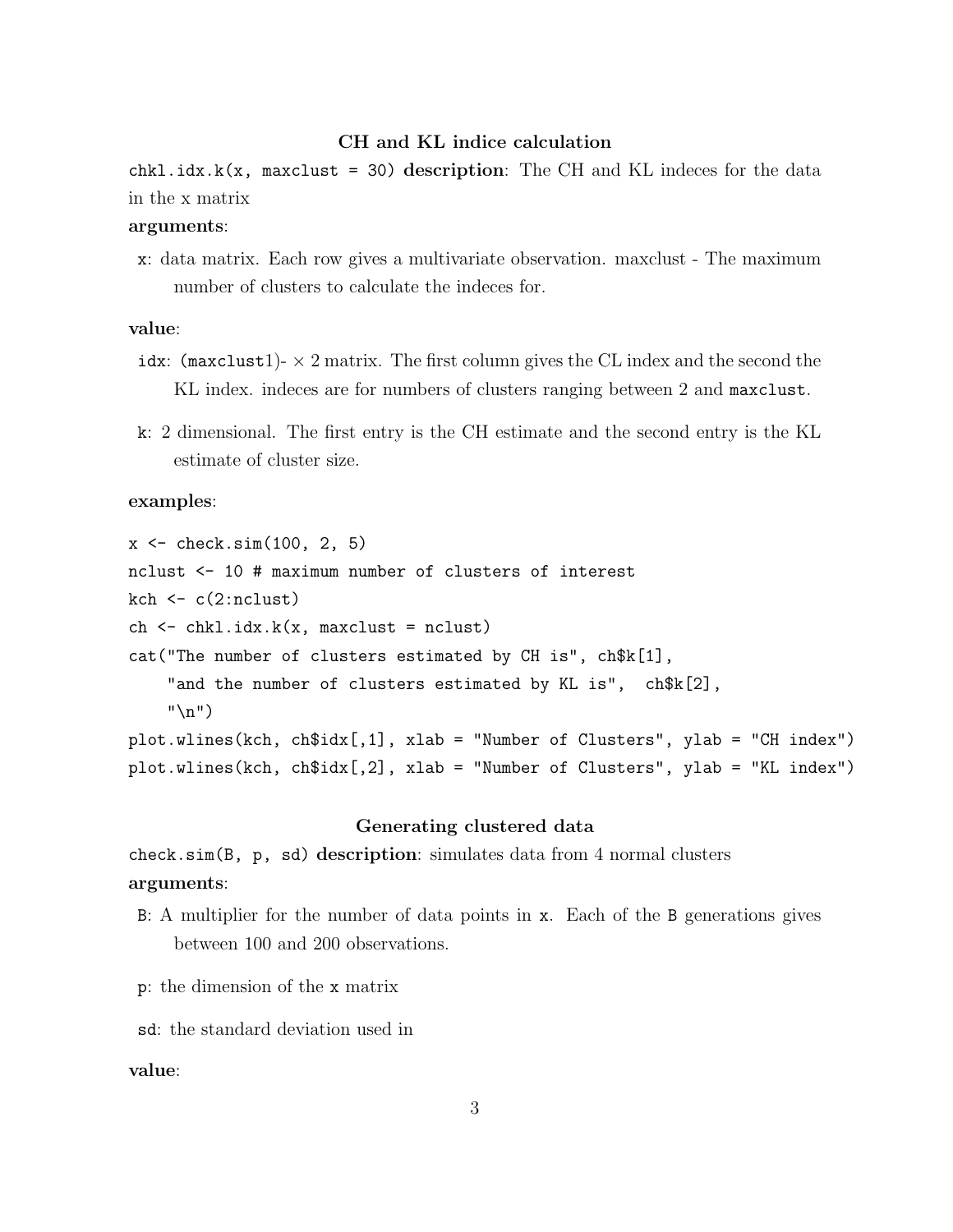### CH and KL indice calculation

`chkl.idx.k(x, maxclust = 30)` **description**: The CH and KL indeces for the data in the x matrix

**arguments**:

- `x`: data matrix. Each row gives a multivariate observation. maxclust - The maximum number of clusters to calculate the indeces for.

**value**:

- `idx`: `(maxclust1)-` $\times$ 2 matrix. The first column gives the CL index and the second the KL index. indeces are for numbers of clusters ranging between 2 and `maxclust`.
- `k`: 2 dimensional. The first entry is the CH estimate and the second entry is the KL estimate of cluster size.

**examples**:

```
x <- check.sim(100, 2, 5)
nclust <- 10 # maximum number of clusters of interest
kch <- c(2:nclust)
ch <- chkl.idx.k(x, maxclust = nclust)
cat("The number of clusters estimated by CH is", ch$k[1],
    "and the number of clusters estimated by KL is",  ch$k[2],
    "\n")
plot.wlines(kch, ch$idx[,1], xlab = "Number of Clusters", ylab = "CH index")
plot.wlines(kch, ch$idx[,2], xlab = "Number of Clusters", ylab = "KL index")
```

### Generating clustered data

`check.sim(B, p, sd)` **description**: simulates data from 4 normal clusters

**arguments**:

- `B`: A multiplier for the number of data points in `x`. Each of the `B` generations gives between 100 and 200 observations.
- `p`: the dimension of the `x` matrix
- `sd`: the standard deviation used in

**value**: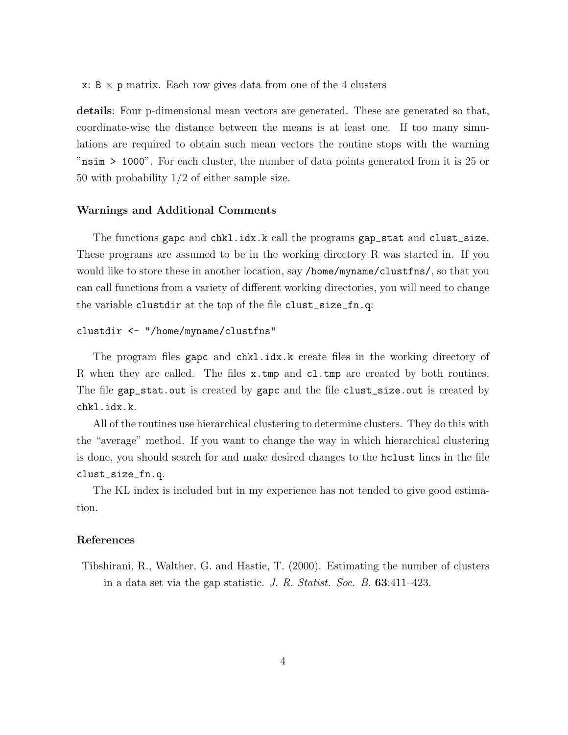`x`: `B` × `p` matrix. Each row gives data from one of the 4 clusters

**details**: Four p-dimensional mean vectors are generated. These are generated so that, coordinate-wise the distance between the means is at least one. If too many simulations are required to obtain such mean vectors the routine stops with the warning "`nsim > 1000`". For each cluster, the number of data points generated from it is 25 or 50 with probability 1/2 of either sample size.

### Warnings and Additional Comments

The functions `gapc` and `chkl.idx.k` call the programs `gap_stat` and `clust_size`. These programs are assumed to be in the working directory R was started in. If you would like to store these in another location, say `/home/myname/clustfns/`, so that you can call functions from a variety of different working directories, you will need to change the variable `clustdir` at the top of the file `clust_size_fn.q`:

```
clustdir <- "/home/myname/clustfns"
```

The program files `gapc` and `chkl.idx.k` create files in the working directory of R when they are called. The files `x.tmp` and `cl.tmp` are created by both routines. The file `gap_stat.out` is created by `gapc` and the file `clust_size.out` is created by `chkl.idx.k`.

All of the routines use hierarchical clustering to determine clusters. They do this with the "average" method. If you want to change the way in which hierarchical clustering is done, you should search for and make desired changes to the `hclust` lines in the file `clust_size_fn.q`.

The KL index is included but in my experience has not tended to give good estimation.

### References

Tibshirani, R., Walther, G. and Hastie, T. (2000). Estimating the number of clusters in a data set via the gap statistic. *J. R. Statist. Soc. B.* **63**:411–423.